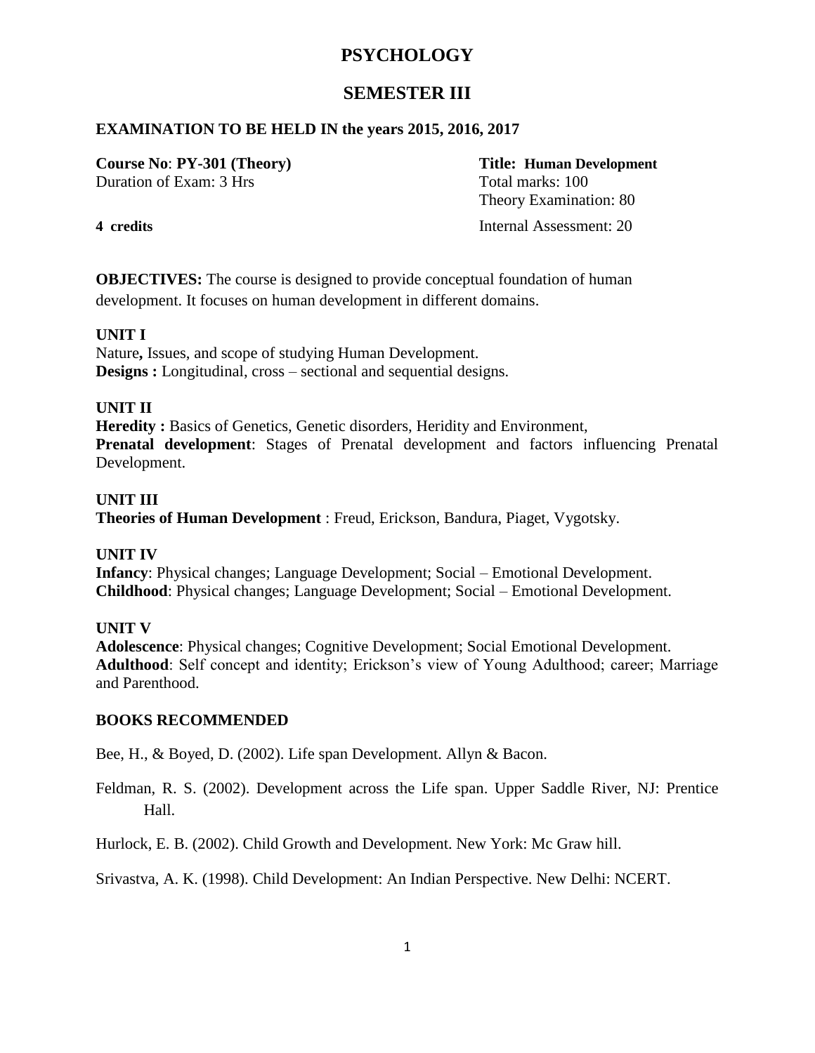# PSYCHOLOGY

## SEMESTER III

**EXAMINATION TO BE HELD IN the years 2015, 2016, 2017**

**Course No**: **PY-301 (Theory)**
Duration of Exam: 3 Hrs

**4 credits**

**Title: Human Development**
Total marks: 100
Theory Examination: 80
Internal Assessment: 20

**OBJECTIVES:** The course is designed to provide conceptual foundation of human development. It focuses on human development in different domains.

**UNIT I**
Nature**,** Issues, and scope of studying Human Development.
**Designs :** Longitudinal, cross – sectional and sequential designs.

**UNIT II**
**Heredity :** Basics of Genetics, Genetic disorders, Heridity and Environment,
**Prenatal development**: Stages of Prenatal development and factors influencing Prenatal Development.

**UNIT III**
**Theories of Human Development** : Freud, Erickson, Bandura, Piaget, Vygotsky.

**UNIT IV**
**Infancy**: Physical changes; Language Development; Social – Emotional Development.
**Childhood**: Physical changes; Language Development; Social – Emotional Development.

**UNIT V**
**Adolescence**: Physical changes; Cognitive Development; Social Emotional Development.
**Adulthood**: Self concept and identity; Erickson's view of Young Adulthood; career; Marriage and Parenthood.

**BOOKS RECOMMENDED**

Bee, H., & Boyed, D. (2002). Life span Development. Allyn & Bacon.

Feldman, R. S. (2002). Development across the Life span. Upper Saddle River, NJ: Prentice Hall.

Hurlock, E. B. (2002). Child Growth and Development. New York: Mc Graw hill.

Srivastva, A. K. (1998). Child Development: An Indian Perspective. New Delhi: NCERT.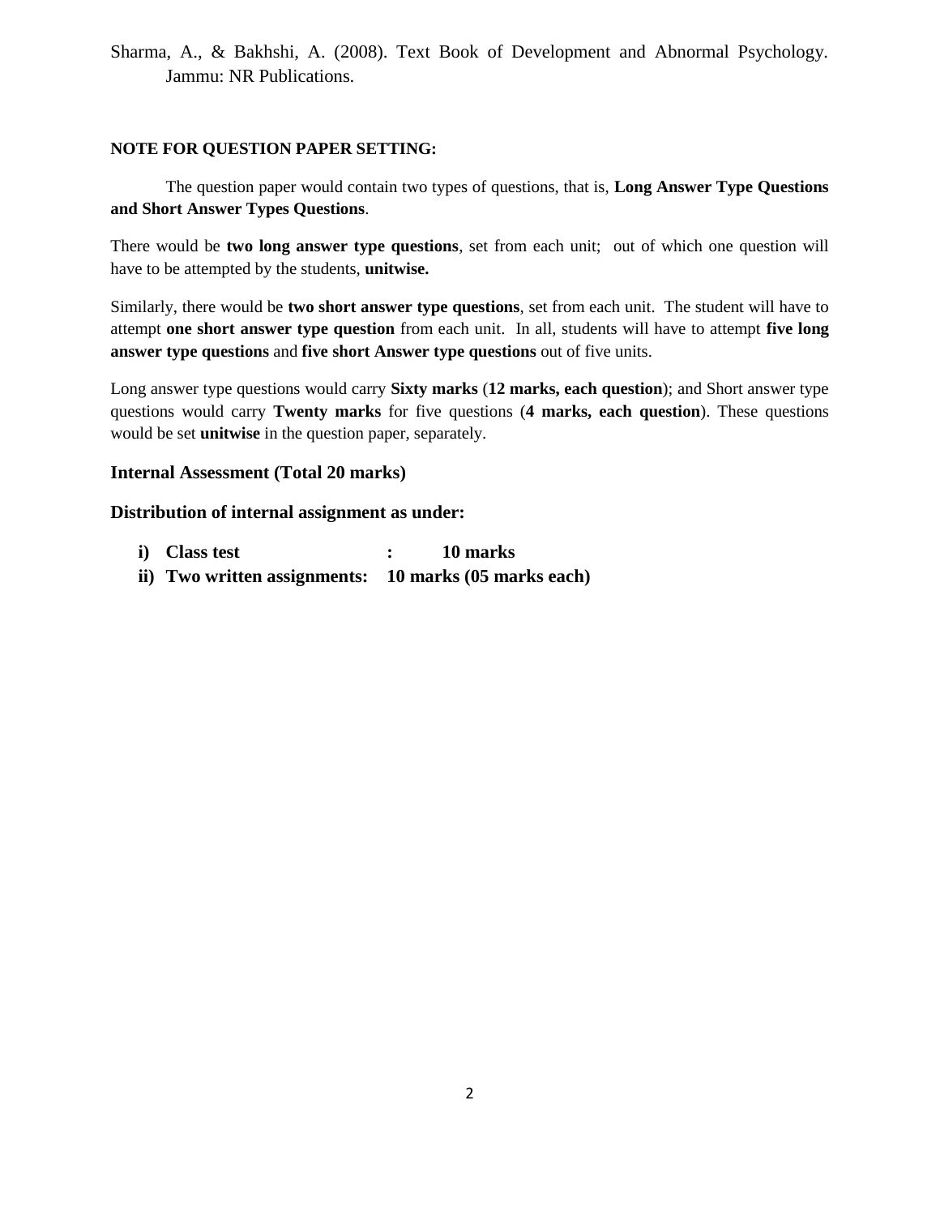Sharma, A., & Bakhshi, A. (2008). Text Book of Development and Abnormal Psychology. Jammu: NR Publications.

**NOTE FOR QUESTION PAPER SETTING:**

The question paper would contain two types of questions, that is, **Long Answer Type Questions and Short Answer Types Questions**.

There would be **two long answer type questions**, set from each unit; out of which one question will have to be attempted by the students, **unitwise.**

Similarly, there would be **two short answer type questions**, set from each unit. The student will have to attempt **one short answer type question** from each unit. In all, students will have to attempt **five long answer type questions** and **five short Answer type questions** out of five units.

Long answer type questions would carry **Sixty marks** (**12 marks, each question**); and Short answer type questions would carry **Twenty marks** for five questions (**4 marks, each question**). These questions would be set **unitwise** in the question paper, separately.

### Internal Assessment (Total 20 marks)

### Distribution of internal assignment as under:

i) **Class test : 10 marks**
ii) **Two written assignments: 10 marks (05 marks each)**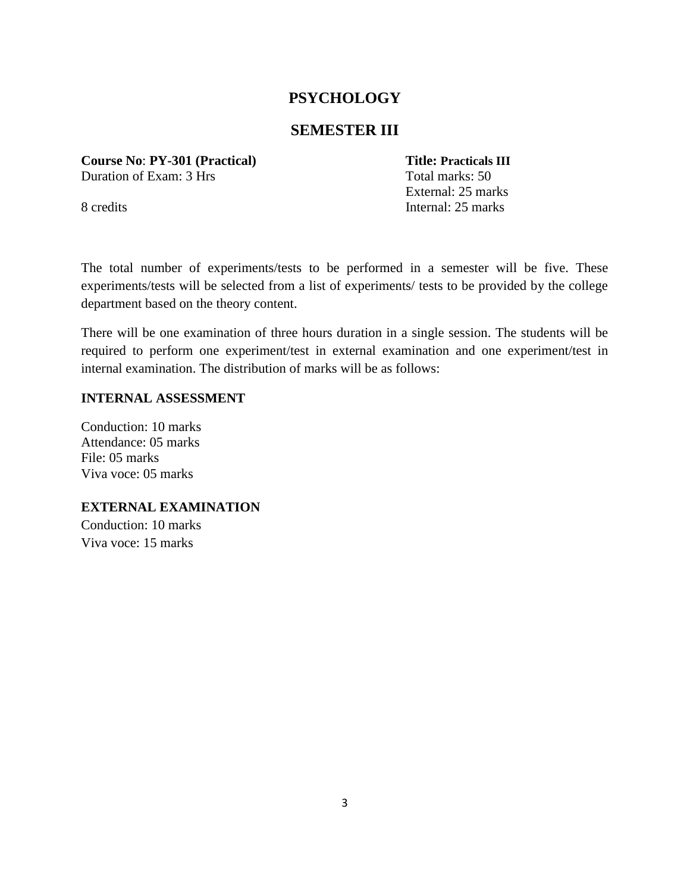# PSYCHOLOGY

## SEMESTER III

**Course No**: **PY-301 (Practical)**
Duration of Exam: 3 Hrs

8 credits

**Title: Practicals III**
Total marks: 50
External: 25 marks
Internal: 25 marks

The total number of experiments/tests to be performed in a semester will be five. These experiments/tests will be selected from a list of experiments/ tests to be provided by the college department based on the theory content.

There will be one examination of three hours duration in a single session. The students will be required to perform one experiment/test in external examination and one experiment/test in internal examination. The distribution of marks will be as follows:

**INTERNAL ASSESSMENT**

Conduction: 10 marks
Attendance: 05 marks
File: 05 marks
Viva voce: 05 marks

**EXTERNAL EXAMINATION**

Conduction: 10 marks
Viva voce: 15 marks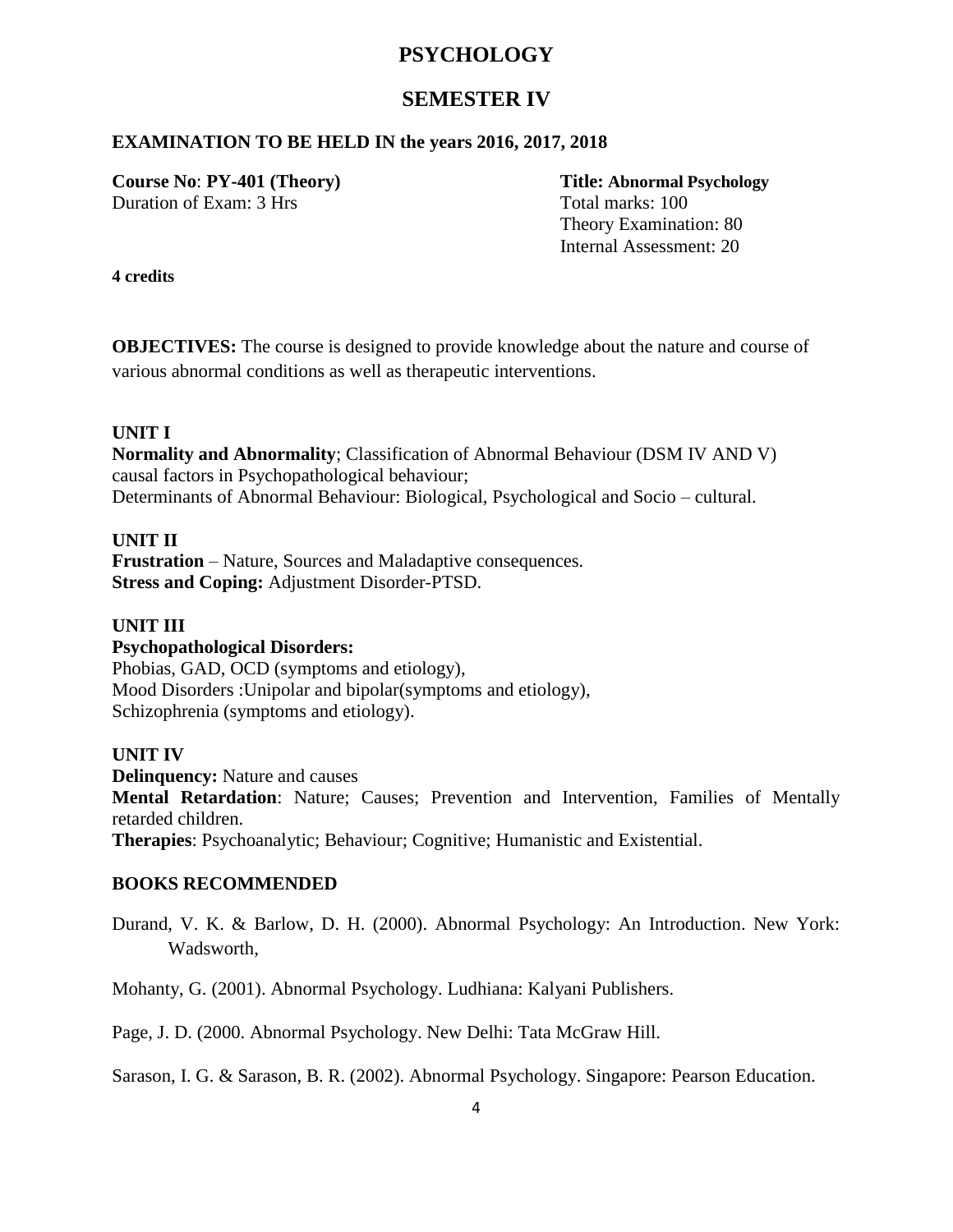# PSYCHOLOGY

## SEMESTER IV

**EXAMINATION TO BE HELD IN the years 2016, 2017, 2018**

**Course No**: **PY-401 (Theory)**
Duration of Exam: 3 Hrs

**Title: Abnormal Psychology**
Total marks: 100
Theory Examination: 80
Internal Assessment: 20

**4 credits**

**OBJECTIVES:** The course is designed to provide knowledge about the nature and course of various abnormal conditions as well as therapeutic interventions.

**UNIT I**

**Normality and Abnormality**; Classification of Abnormal Behaviour (DSM IV AND V) causal factors in Psychopathological behaviour;
Determinants of Abnormal Behaviour: Biological, Psychological and Socio – cultural.

**UNIT II**

**Frustration** – Nature, Sources and Maladaptive consequences.
**Stress and Coping:** Adjustment Disorder-PTSD.

**UNIT III**

**Psychopathological Disorders:**
Phobias, GAD, OCD (symptoms and etiology),
Mood Disorders :Unipolar and bipolar(symptoms and etiology),
Schizophrenia (symptoms and etiology).

**UNIT IV**

**Delinquency:** Nature and causes
**Mental Retardation**: Nature; Causes; Prevention and Intervention, Families of Mentally retarded children.
**Therapies**: Psychoanalytic; Behaviour; Cognitive; Humanistic and Existential.

**BOOKS RECOMMENDED**

Durand, V. K. & Barlow, D. H. (2000). Abnormal Psychology: An Introduction. New York: Wadsworth,

Mohanty, G. (2001). Abnormal Psychology. Ludhiana: Kalyani Publishers.

Page, J. D. (2000. Abnormal Psychology. New Delhi: Tata McGraw Hill.

Sarason, I. G. & Sarason, B. R. (2002). Abnormal Psychology. Singapore: Pearson Education.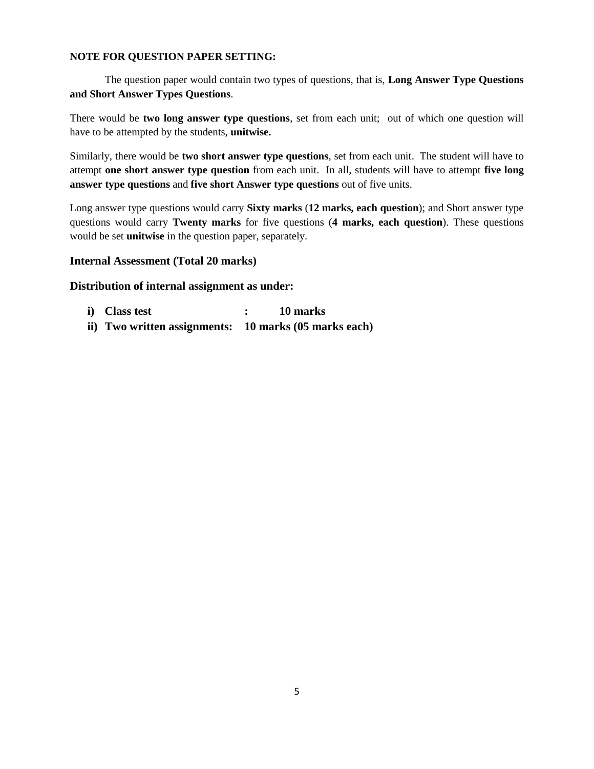**NOTE FOR QUESTION PAPER SETTING:**

The question paper would contain two types of questions, that is, **Long Answer Type Questions and Short Answer Types Questions**.

There would be **two long answer type questions**, set from each unit; out of which one question will have to be attempted by the students, **unitwise.**

Similarly, there would be **two short answer type questions**, set from each unit. The student will have to attempt **one short answer type question** from each unit. In all, students will have to attempt **five long answer type questions** and **five short Answer type questions** out of five units.

Long answer type questions would carry **Sixty marks** (**12 marks, each question**); and Short answer type questions would carry **Twenty marks** for five questions (**4 marks, each question**). These questions would be set **unitwise** in the question paper, separately.

### Internal Assessment (Total 20 marks)

### Distribution of internal assignment as under:

- **i) Class test : 10 marks**
- **ii) Two written assignments: 10 marks (05 marks each)**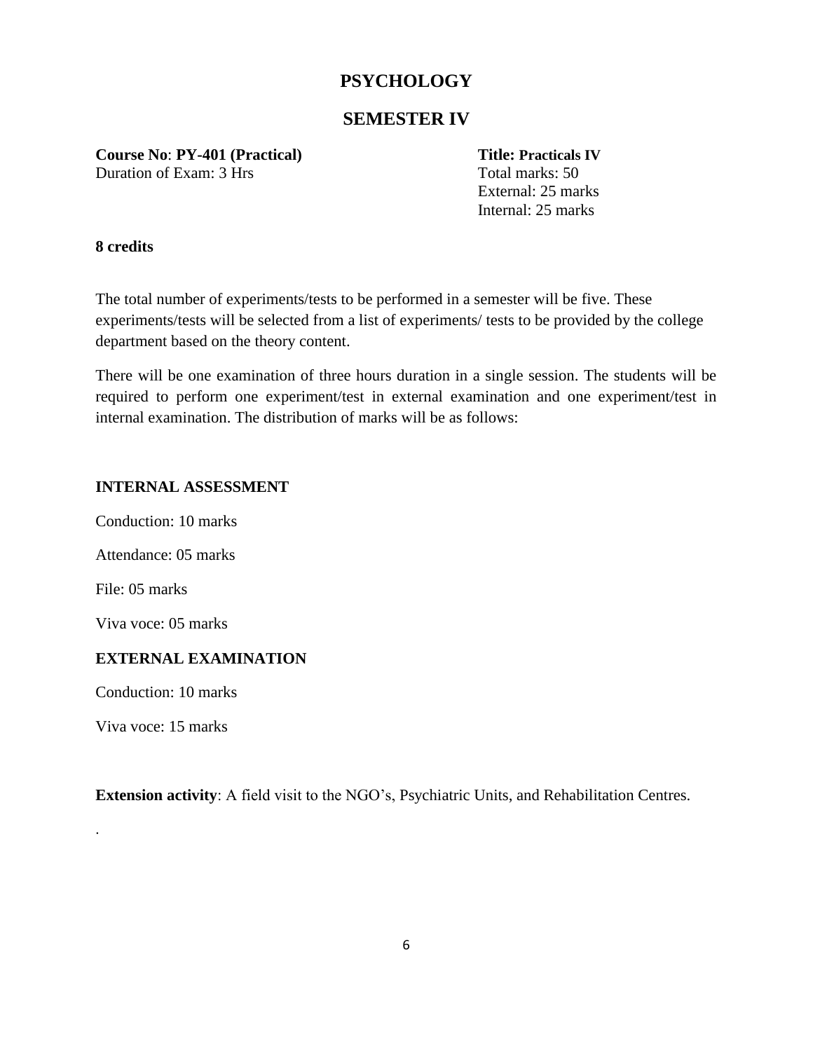# PSYCHOLOGY

## SEMESTER IV

**Course No**: **PY-401 (Practical)**
Duration of Exam: 3 Hrs

**Title: Practicals IV**
Total marks: 50
External: 25 marks
Internal: 25 marks

**8 credits**

The total number of experiments/tests to be performed in a semester will be five. These experiments/tests will be selected from a list of experiments/ tests to be provided by the college department based on the theory content.

There will be one examination of three hours duration in a single session. The students will be required to perform one experiment/test in external examination and one experiment/test in internal examination. The distribution of marks will be as follows:

**INTERNAL ASSESSMENT**

Conduction: 10 marks

Attendance: 05 marks

File: 05 marks

Viva voce: 05 marks

**EXTERNAL EXAMINATION**

Conduction: 10 marks

Viva voce: 15 marks

**Extension activity**: A field visit to the NGO's, Psychiatric Units, and Rehabilitation Centres.

.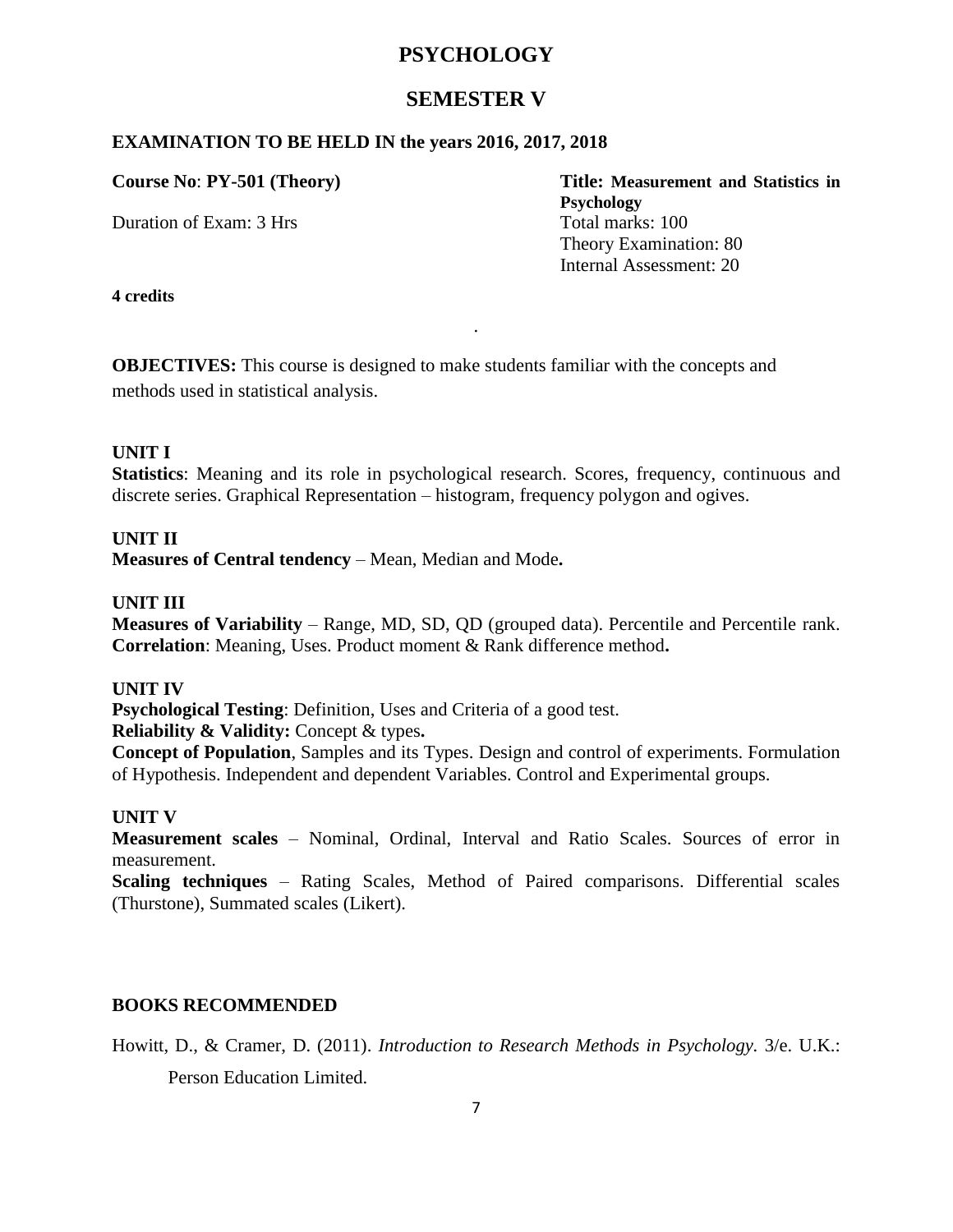# PSYCHOLOGY

## SEMESTER V

**EXAMINATION TO BE HELD IN the years 2016, 2017, 2018**

**Course No**: **PY-501 (Theory)**

**Title: Measurement and Statistics in Psychology**

Duration of Exam: 3 Hrs

Total marks: 100
Theory Examination: 80
Internal Assessment: 20

**4 credits**

**OBJECTIVES:** This course is designed to make students familiar with the concepts and methods used in statistical analysis.

**UNIT I**

**Statistics**: Meaning and its role in psychological research. Scores, frequency, continuous and discrete series. Graphical Representation – histogram, frequency polygon and ogives.

**UNIT II**

**Measures of Central tendency** – Mean, Median and Mode**.**

**UNIT III**

**Measures of Variability** – Range, MD, SD, QD (grouped data). Percentile and Percentile rank. **Correlation**: Meaning, Uses. Product moment & Rank difference method**.**

**UNIT IV**

**Psychological Testing**: Definition, Uses and Criteria of a good test.

**Reliability & Validity:** Concept & types**.**

**Concept of Population**, Samples and its Types. Design and control of experiments. Formulation of Hypothesis. Independent and dependent Variables. Control and Experimental groups.

**UNIT V**

**Measurement scales** – Nominal, Ordinal, Interval and Ratio Scales. Sources of error in measurement.

**Scaling techniques** – Rating Scales, Method of Paired comparisons. Differential scales (Thurstone), Summated scales (Likert).

**BOOKS RECOMMENDED**

Howitt, D., & Cramer, D. (2011). *Introduction to Research Methods in Psychology*. 3/e. U.K.: Person Education Limited.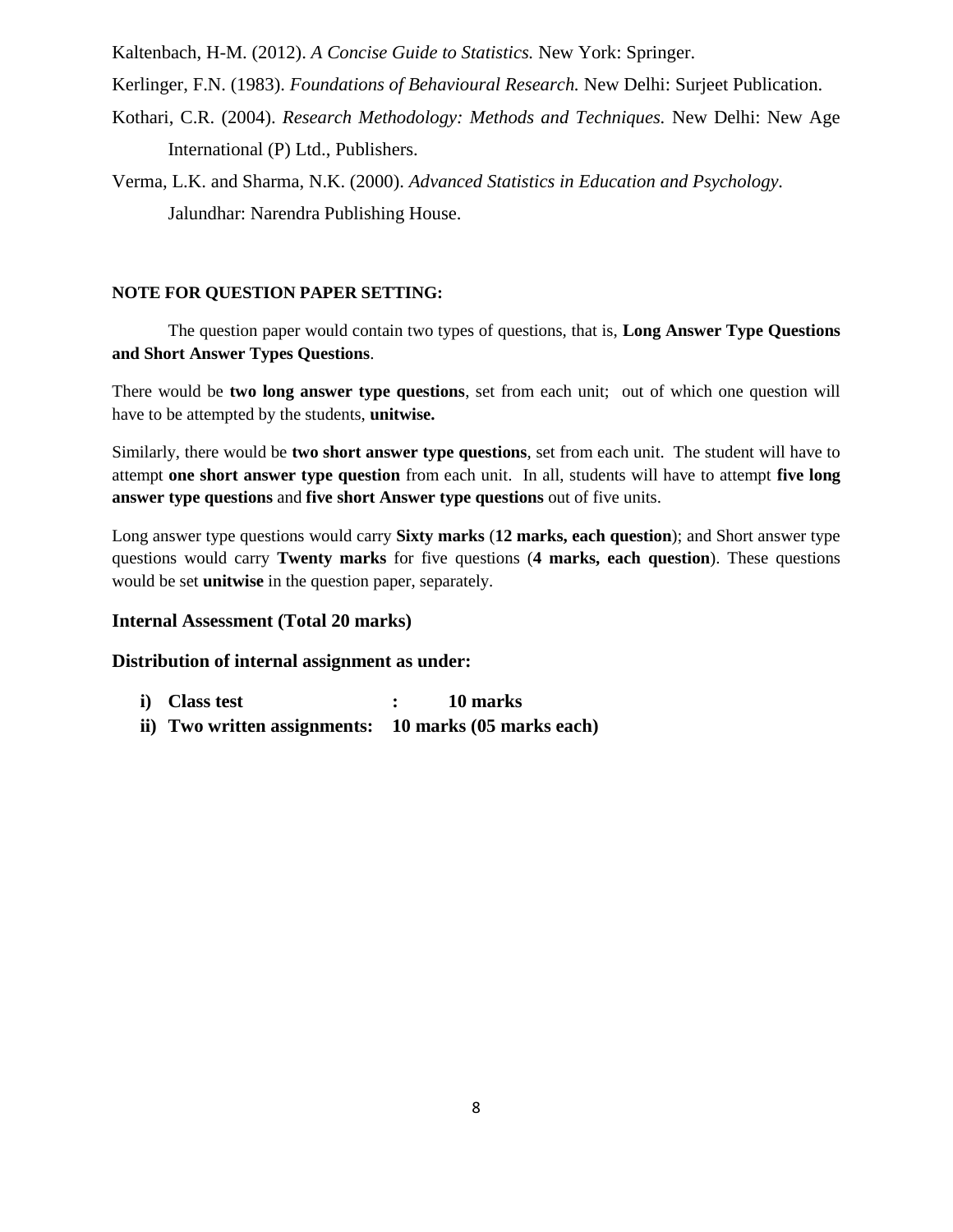Kaltenbach, H-M. (2012). *A Concise Guide to Statistics.* New York: Springer.

Kerlinger, F.N. (1983). *Foundations of Behavioural Research.* New Delhi: Surjeet Publication.

Kothari, C.R. (2004). *Research Methodology: Methods and Techniques.* New Delhi: New Age International (P) Ltd., Publishers.

Verma, L.K. and Sharma, N.K. (2000). *Advanced Statistics in Education and Psychology.* Jalundhar: Narendra Publishing House.

**NOTE FOR QUESTION PAPER SETTING:**

The question paper would contain two types of questions, that is, **Long Answer Type Questions and Short Answer Types Questions**.

There would be **two long answer type questions**, set from each unit; out of which one question will have to be attempted by the students, **unitwise.**

Similarly, there would be **two short answer type questions**, set from each unit. The student will have to attempt **one short answer type question** from each unit. In all, students will have to attempt **five long answer type questions** and **five short Answer type questions** out of five units.

Long answer type questions would carry **Sixty marks** (**12 marks, each question**); and Short answer type questions would carry **Twenty marks** for five questions (**4 marks, each question**). These questions would be set **unitwise** in the question paper, separately.

### Internal Assessment (Total 20 marks)

### Distribution of internal assignment as under:

i) **Class test : 10 marks**

ii) **Two written assignments: 10 marks (05 marks each)**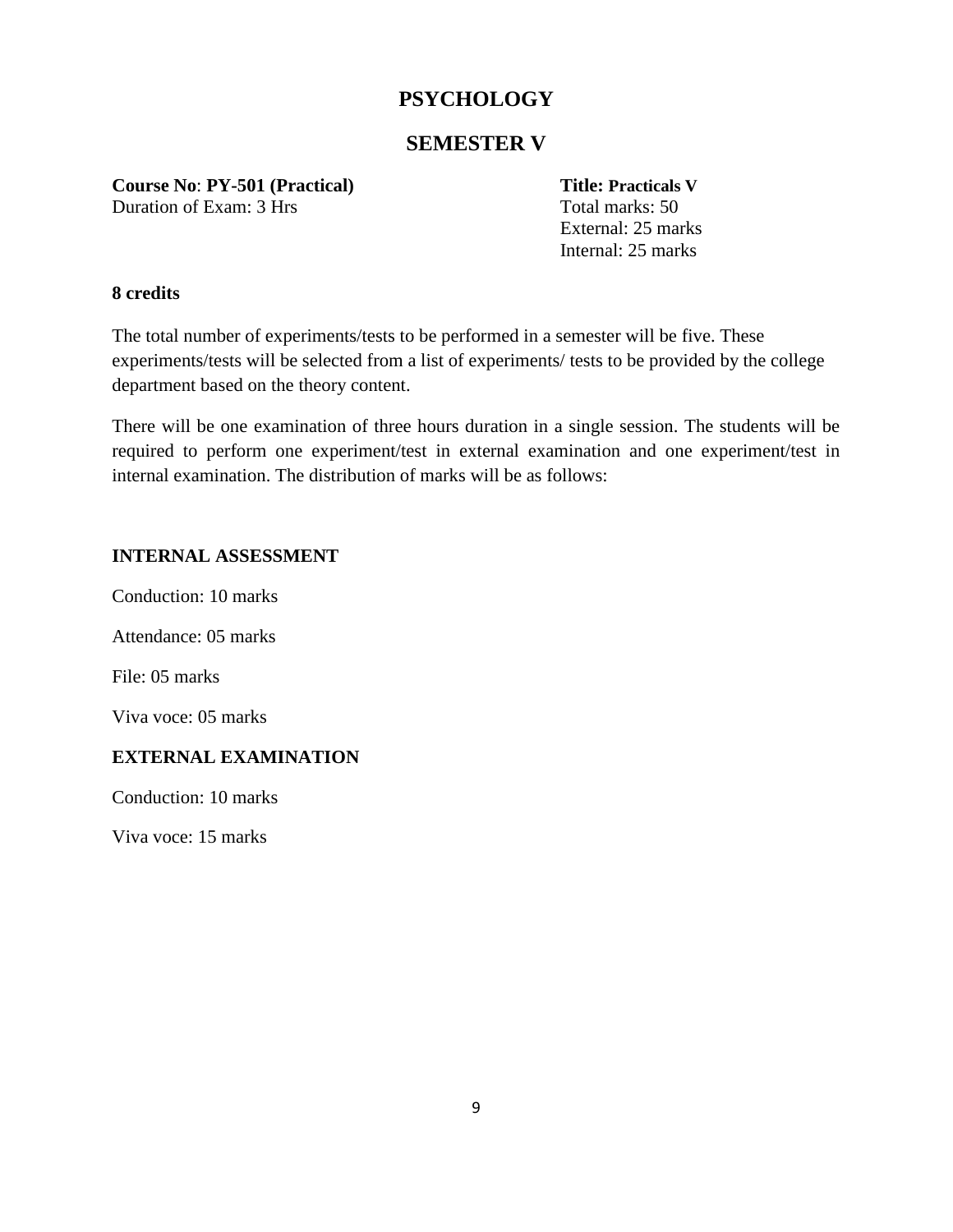# PSYCHOLOGY

## SEMESTER V

**Course No**: **PY-501 (Practical)**
Duration of Exam: 3 Hrs

**Title: Practicals V**
Total marks: 50
External: 25 marks
Internal: 25 marks

**8 credits**

The total number of experiments/tests to be performed in a semester will be five. These experiments/tests will be selected from a list of experiments/ tests to be provided by the college department based on the theory content.

There will be one examination of three hours duration in a single session. The students will be required to perform one experiment/test in external examination and one experiment/test in internal examination. The distribution of marks will be as follows:

**INTERNAL ASSESSMENT**

Conduction: 10 marks

Attendance: 05 marks

File: 05 marks

Viva voce: 05 marks

**EXTERNAL EXAMINATION**

Conduction: 10 marks

Viva voce: 15 marks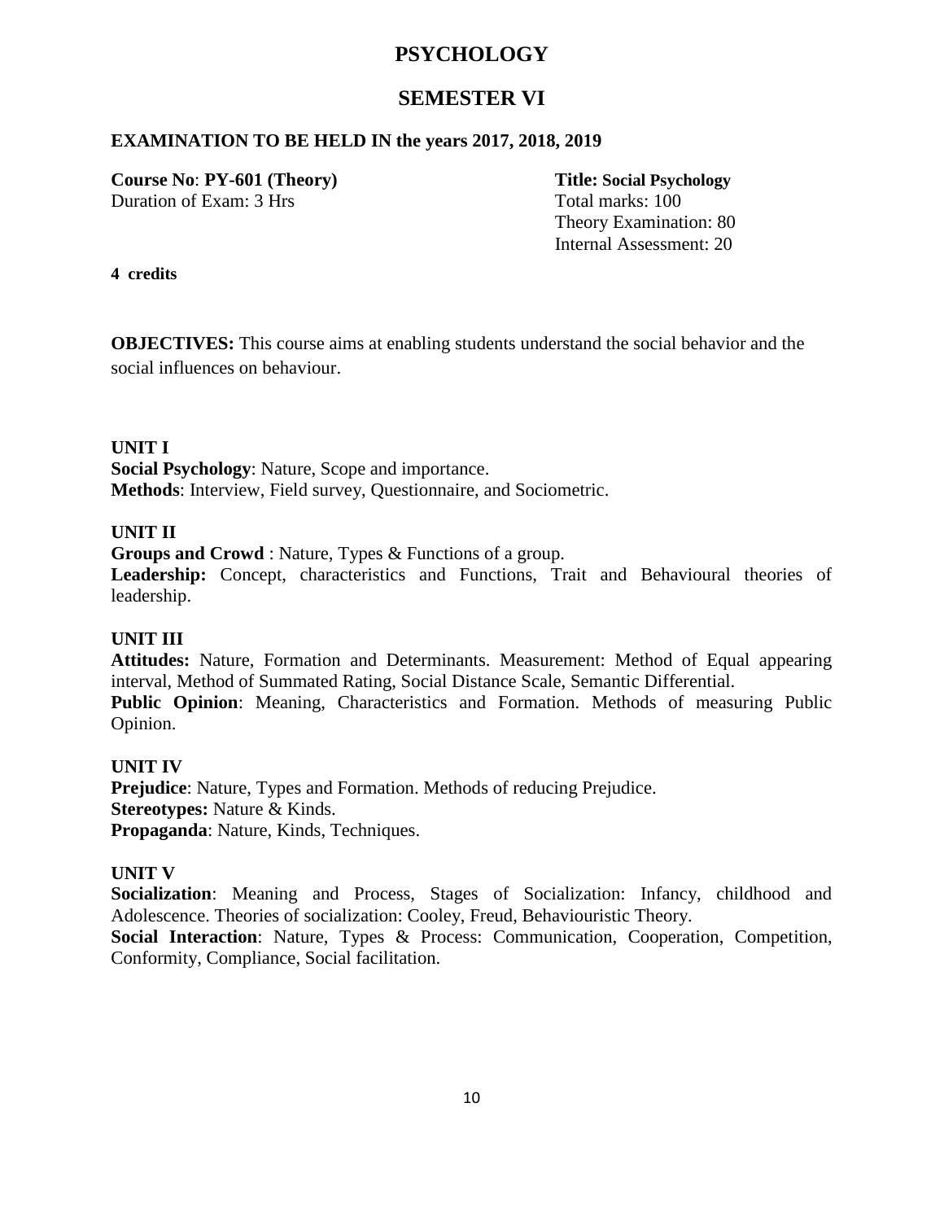# PSYCHOLOGY

## SEMESTER VI

**EXAMINATION TO BE HELD IN the years 2017, 2018, 2019**

**Course No**: **PY-601 (Theory)**
Duration of Exam: 3 Hrs

**Title: Social Psychology**
Total marks: 100
Theory Examination: 80
Internal Assessment: 20

**4 credits**

**OBJECTIVES:** This course aims at enabling students understand the social behavior and the social influences on behaviour.

**UNIT I**

**Social Psychology**: Nature, Scope and importance.
**Methods**: Interview, Field survey, Questionnaire, and Sociometric.

**UNIT II**

**Groups and Crowd** : Nature, Types & Functions of a group.
**Leadership:** Concept, characteristics and Functions, Trait and Behavioural theories of leadership.

**UNIT III**

**Attitudes:** Nature, Formation and Determinants. Measurement: Method of Equal appearing interval, Method of Summated Rating, Social Distance Scale, Semantic Differential.
**Public Opinion**: Meaning, Characteristics and Formation. Methods of measuring Public Opinion.

**UNIT IV**

**Prejudice**: Nature, Types and Formation. Methods of reducing Prejudice.
**Stereotypes:** Nature & Kinds.
**Propaganda**: Nature, Kinds, Techniques.

**UNIT V**

**Socialization**: Meaning and Process, Stages of Socialization: Infancy, childhood and Adolescence. Theories of socialization: Cooley, Freud, Behaviouristic Theory.
**Social Interaction**: Nature, Types & Process: Communication, Cooperation, Competition, Conformity, Compliance, Social facilitation.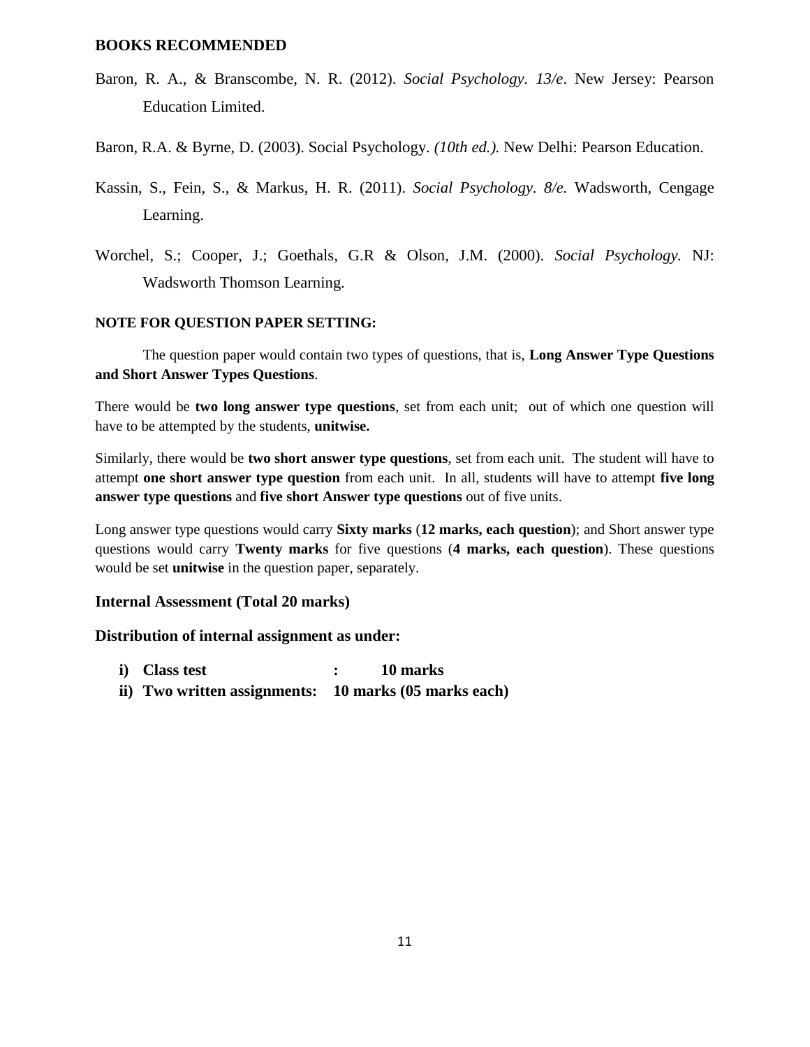## BOOKS RECOMMENDED

Baron, R. A., & Branscombe, N. R. (2012). *Social Psychology. 13/e*. New Jersey: Pearson Education Limited.

Baron, R.A. & Byrne, D. (2003). Social Psychology. *(10th ed.).* New Delhi: Pearson Education.

Kassin, S., Fein, S., & Markus, H. R. (2011). *Social Psychology. 8/e.* Wadsworth, Cengage Learning.

Worchel, S.; Cooper, J.; Goethals, G.R & Olson, J.M. (2000). *Social Psychology.* NJ: Wadsworth Thomson Learning.

### NOTE FOR QUESTION PAPER SETTING:

The question paper would contain two types of questions, that is, **Long Answer Type Questions and Short Answer Types Questions**.

There would be **two long answer type questions**, set from each unit; out of which one question will have to be attempted by the students, **unitwise.**

Similarly, there would be **two short answer type questions**, set from each unit. The student will have to attempt **one short answer type question** from each unit. In all, students will have to attempt **five long answer type questions** and **five short Answer type questions** out of five units.

Long answer type questions would carry **Sixty marks** (**12 marks, each question**); and Short answer type questions would carry **Twenty marks** for five questions (**4 marks, each question**). These questions would be set **unitwise** in the question paper, separately.

### Internal Assessment (Total 20 marks)

**Distribution of internal assignment as under:**

i) **Class test : 10 marks**

ii) **Two written assignments: 10 marks (05 marks each)**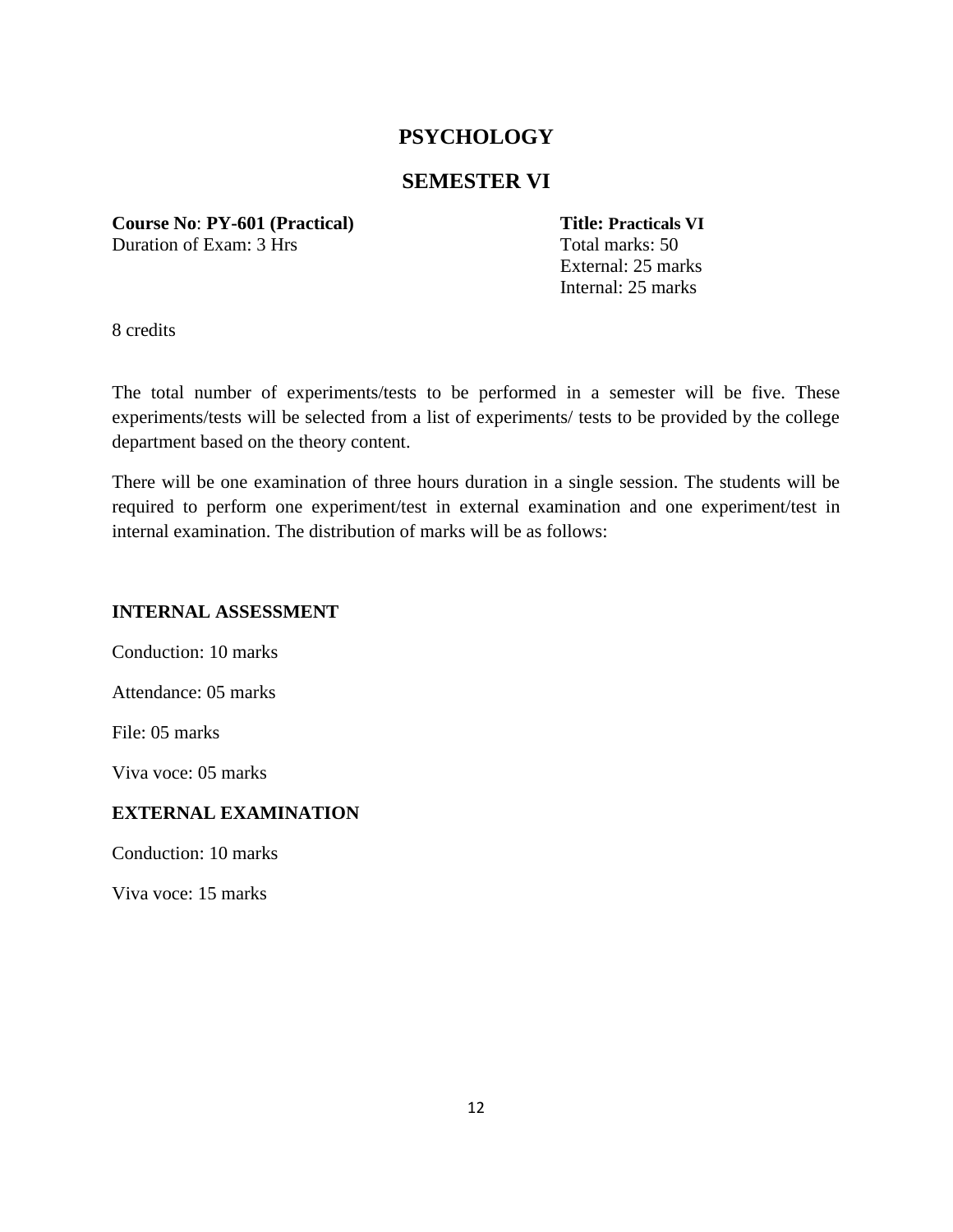# PSYCHOLOGY

## SEMESTER VI

**Course No**: **PY-601 (Practical)**
Duration of Exam: 3 Hrs

**Title: Practicals VI**
Total marks: 50
External: 25 marks
Internal: 25 marks

8 credits

The total number of experiments/tests to be performed in a semester will be five. These experiments/tests will be selected from a list of experiments/ tests to be provided by the college department based on the theory content.

There will be one examination of three hours duration in a single session. The students will be required to perform one experiment/test in external examination and one experiment/test in internal examination. The distribution of marks will be as follows:

**INTERNAL ASSESSMENT**

Conduction: 10 marks

Attendance: 05 marks

File: 05 marks

Viva voce: 05 marks

**EXTERNAL EXAMINATION**

Conduction: 10 marks

Viva voce: 15 marks